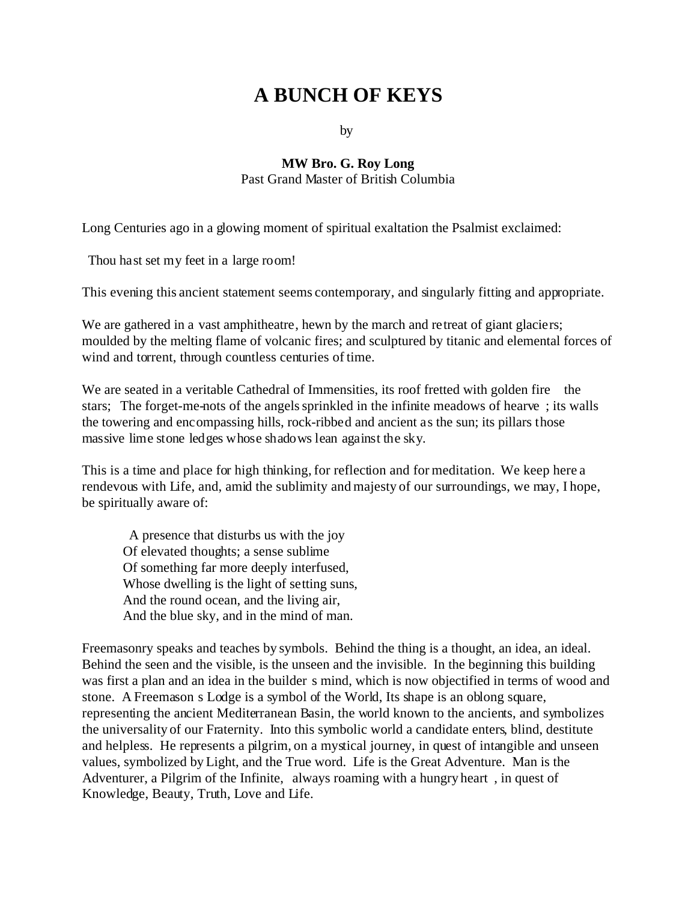# A BUNCH OF KEYS

by

**MW Bro. G. Roy Long**
Past Grand Master of British Columbia

Long Centuries ago in a glowing moment of spiritual exaltation the Psalmist exclaimed:

Thou hast set my feet in a large room!

This evening this ancient statement seems contemporary, and singularly fitting and appropriate.

We are gathered in a vast amphitheatre, hewn by the march and retreat of giant glaciers; moulded by the melting flame of volcanic fires; and sculptured by titanic and elemental forces of wind and torrent, through countless centuries of time.

We are seated in a veritable Cathedral of Immensities, its roof fretted with golden fire the stars; The forget-me-nots of the angels sprinkled in the infinite meadows of hearve ; its walls the towering and encompassing hills, rock-ribbed and ancient as the sun; its pillars those massive lime stone ledges whose shadows lean against the sky.

This is a time and place for high thinking, for reflection and for meditation. We keep here a rendevous with Life, and, amid the sublimity and majesty of our surroundings, we may, I hope, be spiritually aware of:

> A presence that disturbs us with the joy
> Of elevated thoughts; a sense sublime
> Of something far more deeply interfused,
> Whose dwelling is the light of setting suns,
> And the round ocean, and the living air,
> And the blue sky, and in the mind of man.

Freemasonry speaks and teaches by symbols. Behind the thing is a thought, an idea, an ideal. Behind the seen and the visible, is the unseen and the invisible. In the beginning this building was first a plan and an idea in the builder s mind, which is now objectified in terms of wood and stone. A Freemason s Lodge is a symbol of the World, Its shape is an oblong square, representing the ancient Mediterranean Basin, the world known to the ancients, and symbolizes the universality of our Fraternity. Into this symbolic world a candidate enters, blind, destitute and helpless. He represents a pilgrim, on a mystical journey, in quest of intangible and unseen values, symbolized by Light, and the True word. Life is the Great Adventure. Man is the Adventurer, a Pilgrim of the Infinite, always roaming with a hungry heart , in quest of Knowledge, Beauty, Truth, Love and Life.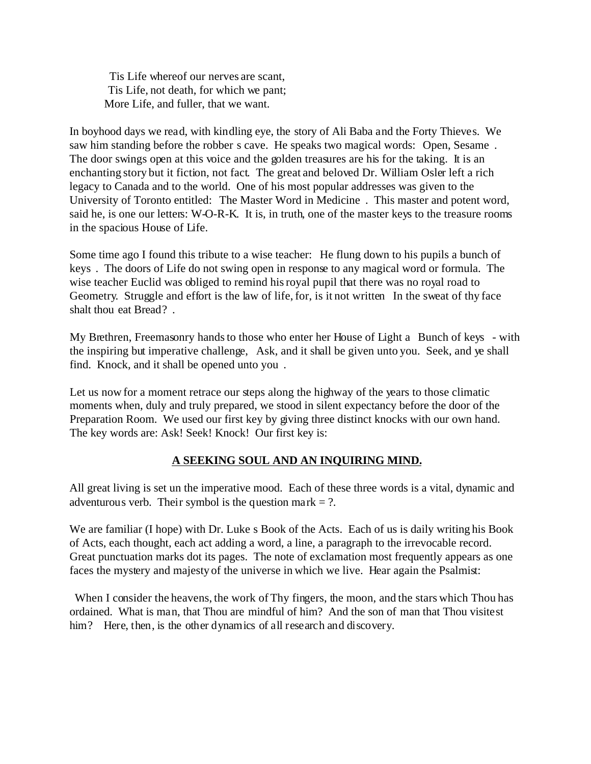Tis Life whereof our nerves are scant,  
Tis Life, not death, for which we pant;  
More Life, and fuller, that we want.

In boyhood days we read, with kindling eye, the story of Ali Baba and the Forty Thieves. We saw him standing before the robber s cave. He speaks two magical words: Open, Sesame . The door swings open at this voice and the golden treasures are his for the taking. It is an enchanting story but it fiction, not fact. The great and beloved Dr. William Osler left a rich legacy to Canada and to the world. One of his most popular addresses was given to the University of Toronto entitled: The Master Word in Medicine . This master and potent word, said he, is one our letters: W-O-R-K. It is, in truth, one of the master keys to the treasure rooms in the spacious House of Life.

Some time ago I found this tribute to a wise teacher: He flung down to his pupils a bunch of keys . The doors of Life do not swing open in response to any magical word or formula. The wise teacher Euclid was obliged to remind his royal pupil that there was no royal road to Geometry. Struggle and effort is the law of life, for, is it not written In the sweat of thy face shalt thou eat Bread? .

My Brethren, Freemasonry hands to those who enter her House of Light a Bunch of keys - with the inspiring but imperative challenge, Ask, and it shall be given unto you. Seek, and ye shall find. Knock, and it shall be opened unto you .

Let us now for a moment retrace our steps along the highway of the years to those climatic moments when, duly and truly prepared, we stood in silent expectancy before the door of the Preparation Room. We used our first key by giving three distinct knocks with our own hand. The key words are: Ask! Seek! Knock! Our first key is:

**A SEEKING SOUL AND AN INQUIRING MIND.**

All great living is set un the imperative mood. Each of these three words is a vital, dynamic and adventurous verb. Their symbol is the question mark = ?.

We are familiar (I hope) with Dr. Luke s Book of the Acts. Each of us is daily writing his Book of Acts, each thought, each act adding a word, a line, a paragraph to the irrevocable record. Great punctuation marks dot its pages. The note of exclamation most frequently appears as one faces the mystery and majesty of the universe in which we live. Hear again the Psalmist:

When I consider the heavens, the work of Thy fingers, the moon, and the stars which Thou has ordained. What is man, that Thou are mindful of him? And the son of man that Thou visitest him? Here, then, is the other dynamics of all research and discovery.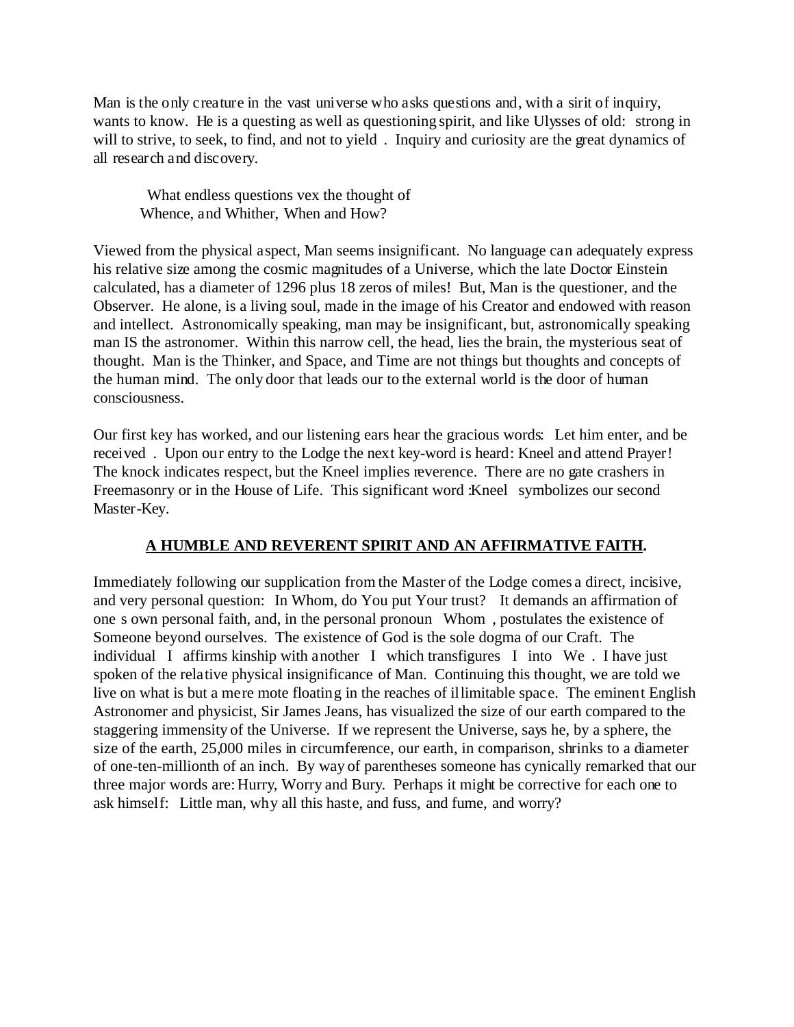Man is the only creature in the vast universe who asks questions and, with a sirit of inquiry, wants to know. He is a questing as well as questioning spirit, and like Ulysses of old: strong in will to strive, to seek, to find, and not to yield . Inquiry and curiosity are the great dynamics of all research and discovery.

> What endless questions vex the thought of
> Whence, and Whither, When and How?

Viewed from the physical aspect, Man seems insignificant. No language can adequately express his relative size among the cosmic magnitudes of a Universe, which the late Doctor Einstein calculated, has a diameter of 1296 plus 18 zeros of miles! But, Man is the questioner, and the Observer. He alone, is a living soul, made in the image of his Creator and endowed with reason and intellect. Astronomically speaking, man may be insignificant, but, astronomically speaking man IS the astronomer. Within this narrow cell, the head, lies the brain, the mysterious seat of thought. Man is the Thinker, and Space, and Time are not things but thoughts and concepts of the human mind. The only door that leads our to the external world is the door of human consciousness.

Our first key has worked, and our listening ears hear the gracious words: Let him enter, and be received . Upon our entry to the Lodge the next key-word is heard: Kneel and attend Prayer! The knock indicates respect, but the Kneel implies reverence. There are no gate crashers in Freemasonry or in the House of Life. This significant word :Kneel symbolizes our second Master-Key.

**<u>A HUMBLE AND REVERENT SPIRIT AND AN AFFIRMATIVE FAITH</u>.**

Immediately following our supplication from the Master of the Lodge comes a direct, incisive, and very personal question: In Whom, do You put Your trust? It demands an affirmation of one s own personal faith, and, in the personal pronoun Whom , postulates the existence of Someone beyond ourselves. The existence of God is the sole dogma of our Craft. The individual I affirms kinship with another I which transfigures I into We . I have just spoken of the relative physical insignificance of Man. Continuing this thought, we are told we live on what is but a mere mote floating in the reaches of illimitable space. The eminent English Astronomer and physicist, Sir James Jeans, has visualized the size of our earth compared to the staggering immensity of the Universe. If we represent the Universe, says he, by a sphere, the size of the earth, 25,000 miles in circumference, our earth, in comparison, shrinks to a diameter of one-ten-millionth of an inch. By way of parentheses someone has cynically remarked that our three major words are: Hurry, Worry and Bury. Perhaps it might be corrective for each one to ask himself: Little man, why all this haste, and fuss, and fume, and worry?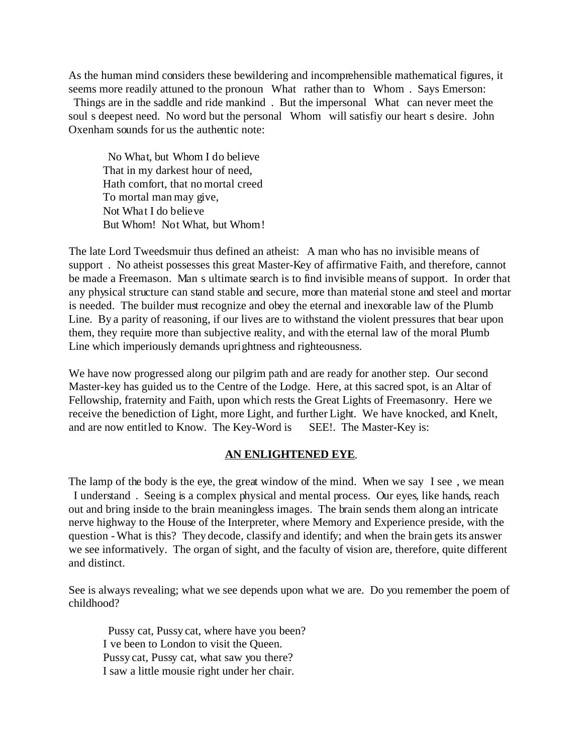As the human mind considers these bewildering and incomprehensible mathematical figures, it seems more readily attuned to the pronoun What rather than to Whom . Says Emerson: Things are in the saddle and ride mankind . But the impersonal What can never meet the soul s deepest need. No word but the personal Whom will satisfiy our heart s desire. John Oxenham sounds for us the authentic note:

> No What, but Whom I do believe
> That in my darkest hour of need,
> Hath comfort, that no mortal creed
> To mortal man may give,
> Not What I do believe
> But Whom! Not What, but Whom!

The late Lord Tweedsmuir thus defined an atheist: A man who has no invisible means of support . No atheist possesses this great Master-Key of affirmative Faith, and therefore, cannot be made a Freemason. Man s ultimate search is to find invisible means of support. In order that any physical structure can stand stable and secure, more than material stone and steel and mortar is needed. The builder must recognize and obey the eternal and inexorable law of the Plumb Line. By a parity of reasoning, if our lives are to withstand the violent pressures that bear upon them, they require more than subjective reality, and with the eternal law of the moral Plumb Line which imperiously demands uprightness and righteousness.

We have now progressed along our pilgrim path and are ready for another step. Our second Master-key has guided us to the Centre of the Lodge. Here, at this sacred spot, is an Altar of Fellowship, fraternity and Faith, upon which rests the Great Lights of Freemasonry. Here we receive the benediction of Light, more Light, and further Light. We have knocked, and Knelt, and are now entitled to Know. The Key-Word is SEE!. The Master-Key is:

**<u>AN ENLIGHTENED EYE</u>**.

The lamp of the body is the eye, the great window of the mind. When we say I see , we mean I understand . Seeing is a complex physical and mental process. Our eyes, like hands, reach out and bring inside to the brain meaningless images. The brain sends them along an intricate nerve highway to the House of the Interpreter, where Memory and Experience preside, with the question - What is this? They decode, classify and identify; and when the brain gets its answer we see informatively. The organ of sight, and the faculty of vision are, therefore, quite different and distinct.

See is always revealing; what we see depends upon what we are. Do you remember the poem of childhood?

> Pussy cat, Pussy cat, where have you been?
> I ve been to London to visit the Queen.
> Pussy cat, Pussy cat, what saw you there?
> I saw a little mousie right under her chair.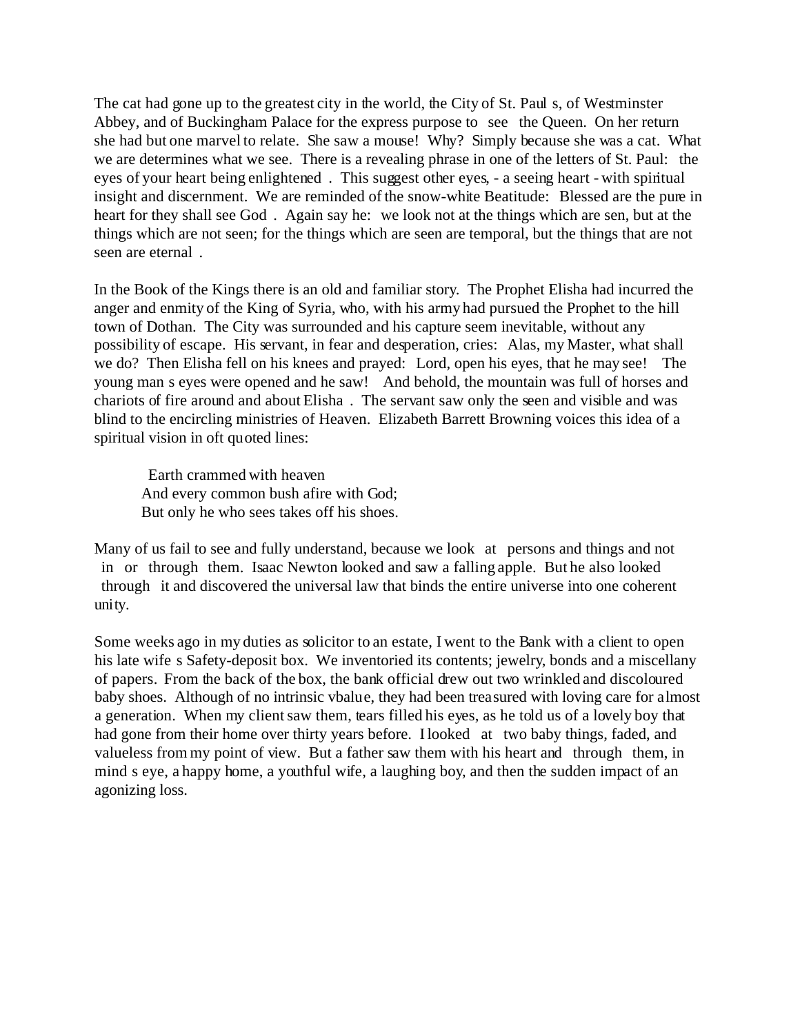The cat had gone up to the greatest city in the world, the City of St. Paul s, of Westminster Abbey, and of Buckingham Palace for the express purpose to see the Queen. On her return she had but one marvel to relate. She saw a mouse! Why? Simply because she was a cat. What we are determines what we see. There is a revealing phrase in one of the letters of St. Paul: the eyes of your heart being enlightened . This suggest other eyes, - a seeing heart - with spiritual insight and discernment. We are reminded of the snow-white Beatitude: Blessed are the pure in heart for they shall see God . Again say he: we look not at the things which are sen, but at the things which are not seen; for the things which are seen are temporal, but the things that are not seen are eternal .

In the Book of the Kings there is an old and familiar story. The Prophet Elisha had incurred the anger and enmity of the King of Syria, who, with his army had pursued the Prophet to the hill town of Dothan. The City was surrounded and his capture seem inevitable, without any possibility of escape. His servant, in fear and desperation, cries: Alas, my Master, what shall we do? Then Elisha fell on his knees and prayed: Lord, open his eyes, that he may see! The young man s eyes were opened and he saw! And behold, the mountain was full of horses and chariots of fire around and about Elisha . The servant saw only the seen and visible and was blind to the encircling ministries of Heaven. Elizabeth Barrett Browning voices this idea of a spiritual vision in oft quoted lines:

> Earth crammed with heaven
> And every common bush afire with God;
> But only he who sees takes off his shoes.

Many of us fail to see and fully understand, because we look at persons and things and not in or through them. Isaac Newton looked and saw a falling apple. But he also looked through it and discovered the universal law that binds the entire universe into one coherent unity.

Some weeks ago in my duties as solicitor to an estate, I went to the Bank with a client to open his late wife s Safety-deposit box. We inventoried its contents; jewelry, bonds and a miscellany of papers. From the back of the box, the bank official drew out two wrinkled and discoloured baby shoes. Although of no intrinsic vbalue, they had been treasured with loving care for almost a generation. When my client saw them, tears filled his eyes, as he told us of a lovely boy that had gone from their home over thirty years before. I looked at two baby things, faded, and valueless from my point of view. But a father saw them with his heart and through them, in mind s eye, a happy home, a youthful wife, a laughing boy, and then the sudden impact of an agonizing loss.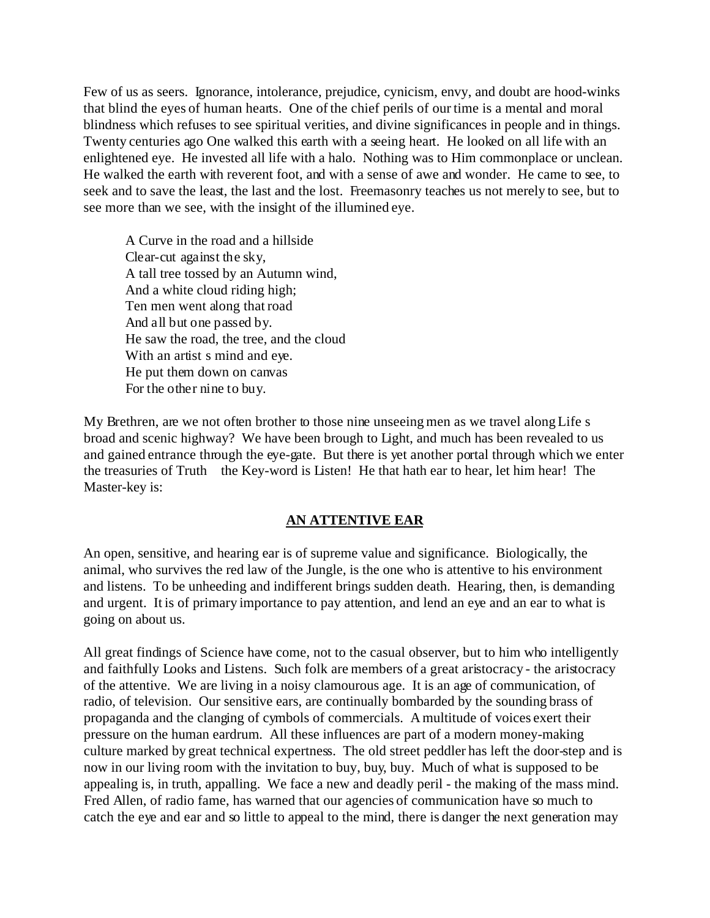Few of us as seers. Ignorance, intolerance, prejudice, cynicism, envy, and doubt are hood-winks that blind the eyes of human hearts. One of the chief perils of our time is a mental and moral blindness which refuses to see spiritual verities, and divine significances in people and in things. Twenty centuries ago One walked this earth with a seeing heart. He looked on all life with an enlightened eye. He invested all life with a halo. Nothing was to Him commonplace or unclean. He walked the earth with reverent foot, and with a sense of awe and wonder. He came to see, to seek and to save the least, the last and the lost. Freemasonry teaches us not merely to see, but to see more than we see, with the insight of the illumined eye.

> A Curve in the road and a hillside
> Clear-cut against the sky,
> A tall tree tossed by an Autumn wind,
> And a white cloud riding high;
> Ten men went along that road
> And all but one passed by.
> He saw the road, the tree, and the cloud
> With an artist s mind and eye.
> He put them down on canvas
> For the other nine to buy.

My Brethren, are we not often brother to those nine unseeing men as we travel along Life s broad and scenic highway? We have been brough to Light, and much has been revealed to us and gained entrance through the eye-gate. But there is yet another portal through which we enter the treasuries of Truth the Key-word is Listen! He that hath ear to hear, let him hear! The Master-key is:

**<u>AN ATTENTIVE EAR</u>**

An open, sensitive, and hearing ear is of supreme value and significance. Biologically, the animal, who survives the red law of the Jungle, is the one who is attentive to his environment and listens. To be unheeding and indifferent brings sudden death. Hearing, then, is demanding and urgent. It is of primary importance to pay attention, and lend an eye and an ear to what is going on about us.

All great findings of Science have come, not to the casual observer, but to him who intelligently and faithfully Looks and Listens. Such folk are members of a great aristocracy - the aristocracy of the attentive. We are living in a noisy clamourous age. It is an age of communication, of radio, of television. Our sensitive ears, are continually bombarded by the sounding brass of propaganda and the clanging of cymbols of commercials. A multitude of voices exert their pressure on the human eardrum. All these influences are part of a modern money-making culture marked by great technical expertness. The old street peddler has left the door-step and is now in our living room with the invitation to buy, buy, buy. Much of what is supposed to be appealing is, in truth, appalling. We face a new and deadly peril - the making of the mass mind. Fred Allen, of radio fame, has warned that our agencies of communication have so much to catch the eye and ear and so little to appeal to the mind, there is danger the next generation may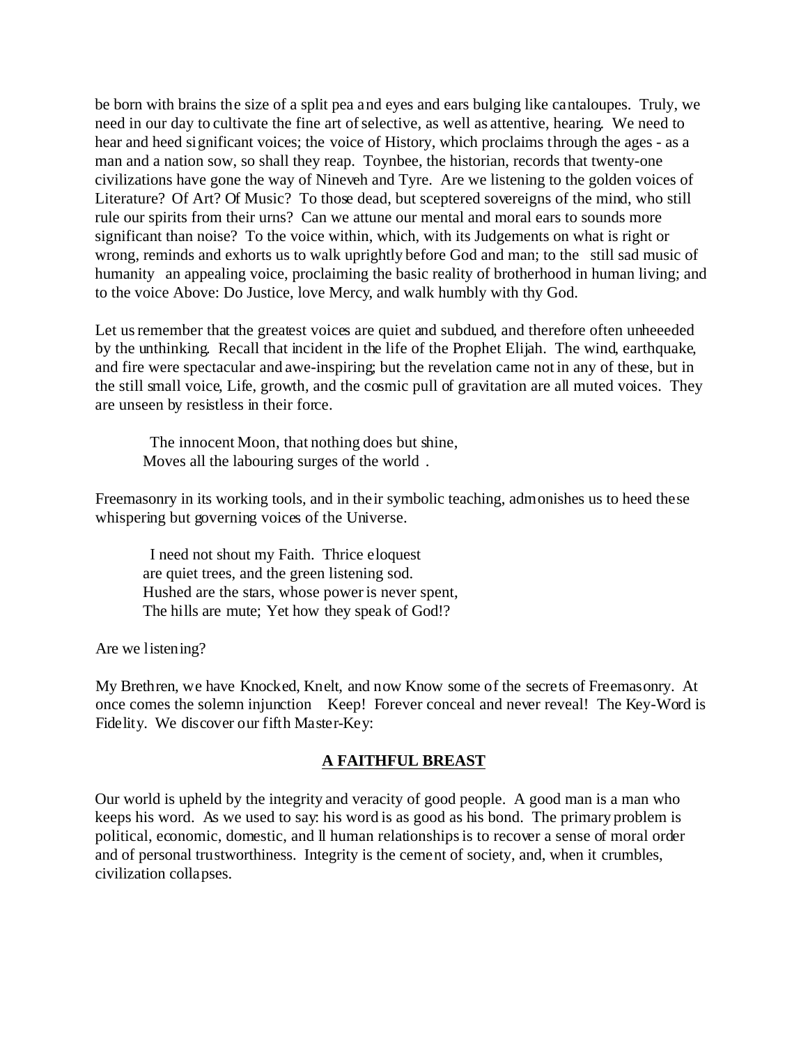be born with brains the size of a split pea and eyes and ears bulging like cantaloupes. Truly, we need in our day to cultivate the fine art of selective, as well as attentive, hearing. We need to hear and heed significant voices; the voice of History, which proclaims through the ages - as a man and a nation sow, so shall they reap. Toynbee, the historian, records that twenty-one civilizations have gone the way of Nineveh and Tyre. Are we listening to the golden voices of Literature? Of Art? Of Music? To those dead, but sceptered sovereigns of the mind, who still rule our spirits from their urns? Can we attune our mental and moral ears to sounds more significant than noise? To the voice within, which, with its Judgements on what is right or wrong, reminds and exhorts us to walk uprightly before God and man; to the still sad music of humanity an appealing voice, proclaiming the basic reality of brotherhood in human living; and to the voice Above: Do Justice, love Mercy, and walk humbly with thy God.

Let us remember that the greatest voices are quiet and subdued, and therefore often unheeeded by the unthinking. Recall that incident in the life of the Prophet Elijah. The wind, earthquake, and fire were spectacular and awe-inspiring; but the revelation came not in any of these, but in the still small voice, Life, growth, and the cosmic pull of gravitation are all muted voices. They are unseen by resistless in their force.

> The innocent Moon, that nothing does but shine,
> Moves all the labouring surges of the world .

Freemasonry in its working tools, and in their symbolic teaching, admonishes us to heed these whispering but governing voices of the Universe.

> I need not shout my Faith. Thrice eloquest
> are quiet trees, and the green listening sod.
> Hushed are the stars, whose power is never spent,
> The hills are mute; Yet how they speak of God!?

Are we listening?

My Brethren, we have Knocked, Knelt, and now Know some of the secrets of Freemasonry. At once comes the solemn injunction Keep! Forever conceal and never reveal! The Key-Word is Fidelity. We discover our fifth Master-Key:

## A FAITHFUL BREAST

Our world is upheld by the integrity and veracity of good people. A good man is a man who keeps his word. As we used to say: his word is as good as his bond. The primary problem is political, economic, domestic, and ll human relationships is to recover a sense of moral order and of personal trustworthiness. Integrity is the cement of society, and, when it crumbles, civilization collapses.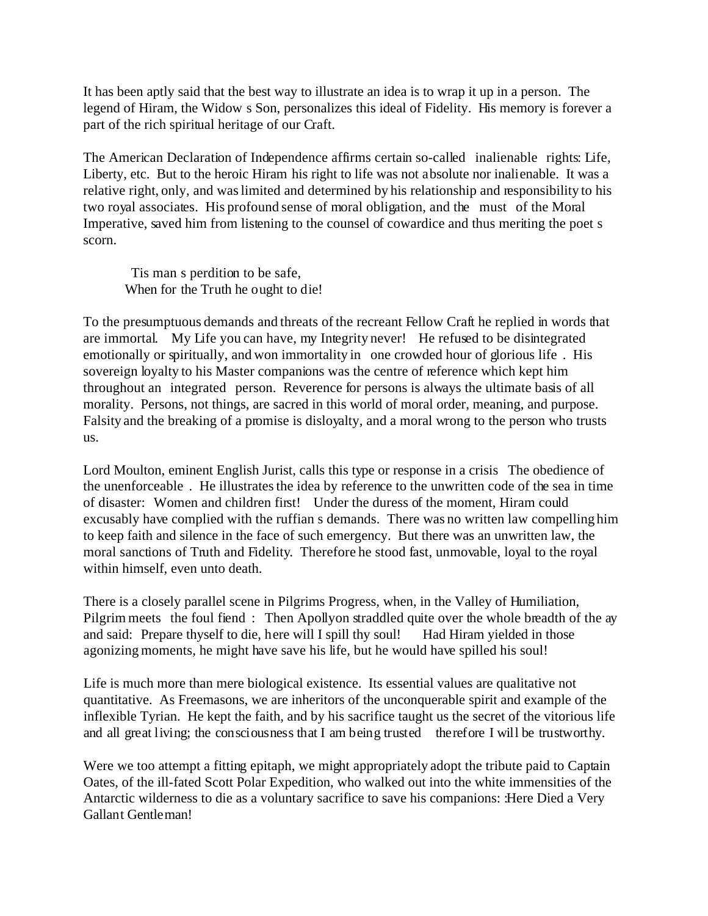It has been aptly said that the best way to illustrate an idea is to wrap it up in a person. The legend of Hiram, the Widow s Son, personalizes this ideal of Fidelity. His memory is forever a part of the rich spiritual heritage of our Craft.

The American Declaration of Independence affirms certain so-called inalienable rights: Life, Liberty, etc. But to the heroic Hiram his right to life was not absolute nor inalienable. It was a relative right, only, and was limited and determined by his relationship and responsibility to his two royal associates. His profound sense of moral obligation, and the must of the Moral Imperative, saved him from listening to the counsel of cowardice and thus meriting the poet s scorn.

> Tis man s perdition to be safe,
> When for the Truth he ought to die!

To the presumptuous demands and threats of the recreant Fellow Craft he replied in words that are immortal. My Life you can have, my Integrity never! He refused to be disintegrated emotionally or spiritually, and won immortality in one crowded hour of glorious life . His sovereign loyalty to his Master companions was the centre of reference which kept him throughout an integrated person. Reverence for persons is always the ultimate basis of all morality. Persons, not things, are sacred in this world of moral order, meaning, and purpose. Falsity and the breaking of a promise is disloyalty, and a moral wrong to the person who trusts us.

Lord Moulton, eminent English Jurist, calls this type or response in a crisis The obedience of the unenforceable . He illustrates the idea by reference to the unwritten code of the sea in time of disaster: Women and children first! Under the duress of the moment, Hiram could excusably have complied with the ruffian s demands. There was no written law compelling him to keep faith and silence in the face of such emergency. But there was an unwritten law, the moral sanctions of Truth and Fidelity. Therefore he stood fast, unmovable, loyal to the royal within himself, even unto death.

There is a closely parallel scene in Pilgrims Progress, when, in the Valley of Humiliation, Pilgrim meets the foul fiend : Then Apollyon straddled quite over the whole breadth of the ay and said: Prepare thyself to die, here will I spill thy soul! Had Hiram yielded in those agonizing moments, he might have save his life, but he would have spilled his soul!

Life is much more than mere biological existence. Its essential values are qualitative not quantitative. As Freemasons, we are inheritors of the unconquerable spirit and example of the inflexible Tyrian. He kept the faith, and by his sacrifice taught us the secret of the vitorious life and all great living; the consciousness that I am being trusted therefore I will be trustworthy.

Were we too attempt a fitting epitaph, we might appropriately adopt the tribute paid to Captain Oates, of the ill-fated Scott Polar Expedition, who walked out into the white immensities of the Antarctic wilderness to die as a voluntary sacrifice to save his companions: :Here Died a Very Gallant Gentleman!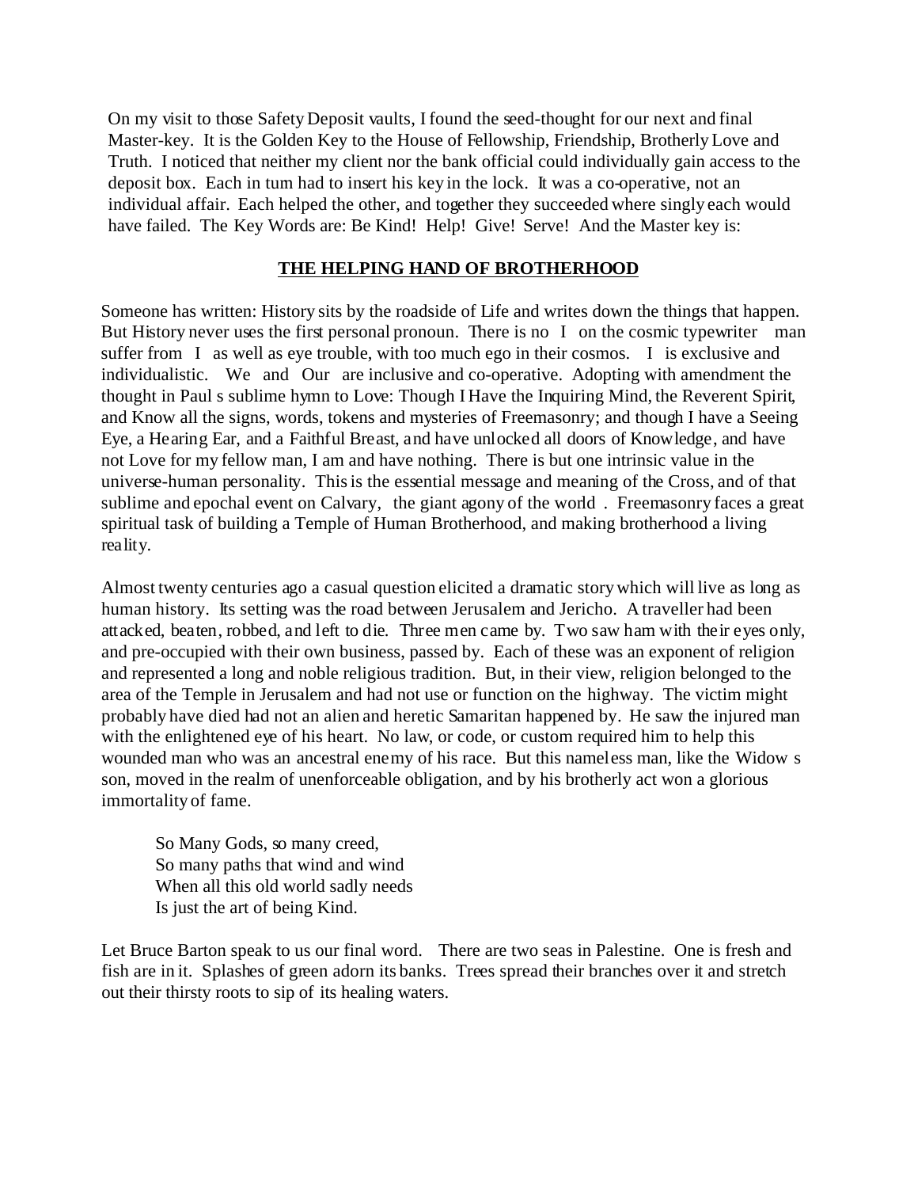On my visit to those Safety Deposit vaults, I found the seed-thought for our next and final Master-key. It is the Golden Key to the House of Fellowship, Friendship, Brotherly Love and Truth. I noticed that neither my client nor the bank official could individually gain access to the deposit box. Each in turn had to insert his key in the lock. It was a co-operative, not an individual affair. Each helped the other, and together they succeeded where singly each would have failed. The Key Words are: Be Kind! Help! Give! Serve! And the Master key is:

**THE HELPING HAND OF BROTHERHOOD**

Someone has written: History sits by the roadside of Life and writes down the things that happen. But History never uses the first personal pronoun. There is no I on the cosmic typewriter man suffer from I as well as eye trouble, with too much ego in their cosmos. I is exclusive and individualistic. We and Our are inclusive and co-operative. Adopting with amendment the thought in Paul s sublime hymn to Love: Though I Have the Inquiring Mind, the Reverent Spirit, and Know all the signs, words, tokens and mysteries of Freemasonry; and though I have a Seeing Eye, a Hearing Ear, and a Faithful Breast, and have unlocked all doors of Knowledge, and have not Love for my fellow man, I am and have nothing. There is but one intrinsic value in the universe-human personality. This is the essential message and meaning of the Cross, and of that sublime and epochal event on Calvary, the giant agony of the world . Freemasonry faces a great spiritual task of building a Temple of Human Brotherhood, and making brotherhood a living reality.

Almost twenty centuries ago a casual question elicited a dramatic story which will live as long as human history. Its setting was the road between Jerusalem and Jericho. A traveller had been attacked, beaten, robbed, and left to die. Three men came by. Two saw ham with their eyes only, and pre-occupied with their own business, passed by. Each of these was an exponent of religion and represented a long and noble religious tradition. But, in their view, religion belonged to the area of the Temple in Jerusalem and had not use or function on the highway. The victim might probably have died had not an alien and heretic Samaritan happened by. He saw the injured man with the enlightened eye of his heart. No law, or code, or custom required him to help this wounded man who was an ancestral enemy of his race. But this nameless man, like the Widow s son, moved in the realm of unenforceable obligation, and by his brotherly act won a glorious immortality of fame.

> So Many Gods, so many creed,
> So many paths that wind and wind
> When all this old world sadly needs
> Is just the art of being Kind.

Let Bruce Barton speak to us our final word. There are two seas in Palestine. One is fresh and fish are in it. Splashes of green adorn its banks. Trees spread their branches over it and stretch out their thirsty roots to sip of its healing waters.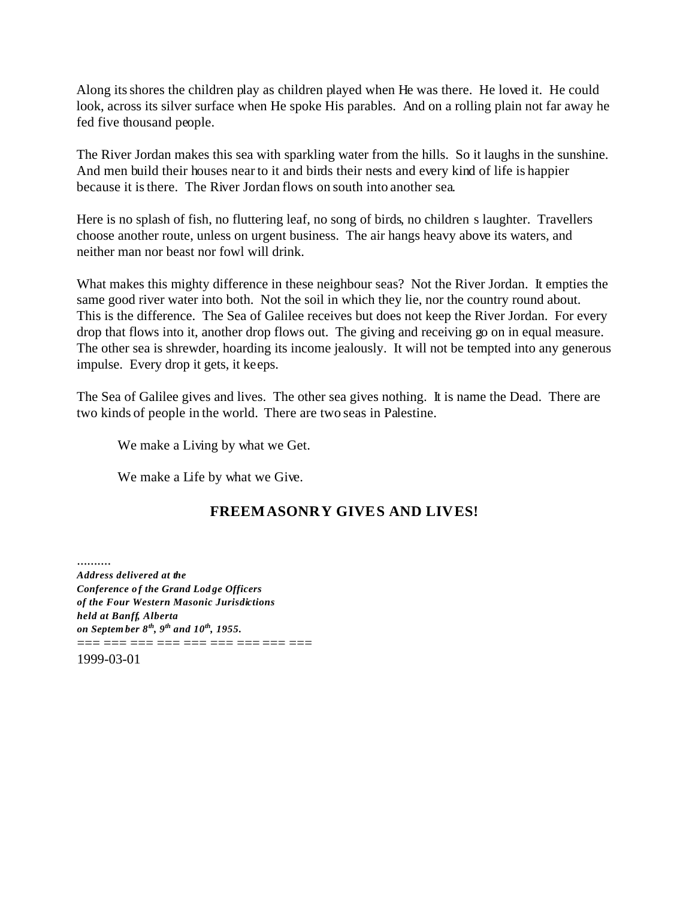Along its shores the children play as children played when He was there. He loved it. He could look, across its silver surface when He spoke His parables. And on a rolling plain not far away he fed five thousand people.

The River Jordan makes this sea with sparkling water from the hills. So it laughs in the sunshine. And men build their houses near to it and birds their nests and every kind of life is happier because it is there. The River Jordan flows on south into another sea.

Here is no splash of fish, no fluttering leaf, no song of birds, no children s laughter. Travellers choose another route, unless on urgent business. The air hangs heavy above its waters, and neither man nor beast nor fowl will drink.

What makes this mighty difference in these neighbour seas? Not the River Jordan. It empties the same good river water into both. Not the soil in which they lie, nor the country round about. This is the difference. The Sea of Galilee receives but does not keep the River Jordan. For every drop that flows into it, another drop flows out. The giving and receiving go on in equal measure. The other sea is shrewder, hoarding its income jealously. It will not be tempted into any generous impulse. Every drop it gets, it keeps.

The Sea of Galilee gives and lives. The other sea gives nothing. It is name the Dead. There are two kinds of people in the world. There are two seas in Palestine.

> We make a Living by what we Get.
>
> We make a Life by what we Give.

## FREEMASONRY GIVES AND LIVES!

..........

***Address delivered at the***
***Conference of the Grand Lodge Officers***
***of the Four Western Masonic Jurisdictions***
***held at Banff, Alberta***
***on September 8th, 9th and 10th, 1955.***

=== === === === === === === === ===

1999-03-01